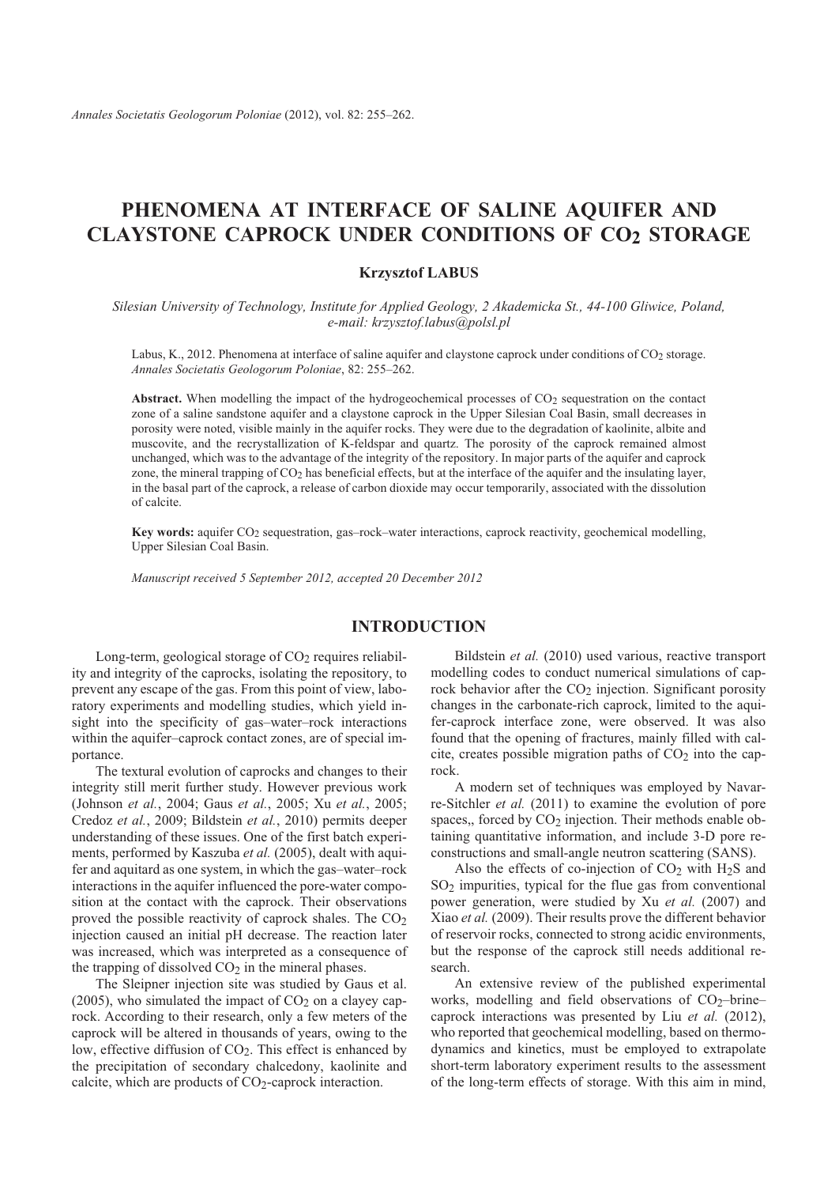# PHENOMENA AT INTERFACE OF SALINE AQUIFER AND CLAYSTONE CAPROCK UNDER CONDITIONS OF $CO_2$ STORAGE

**Krzysztof LABUS**

*Silesian University of Technology, Institute for Applied Geology, 2 Akademicka St., 44-100 Gliwice, Poland, e-mail: krzysztof.labus@polsl.pl*

Labus, K., 2012. Phenomena at interface of saline aquifer and claystone caprock under conditions of $CO_2$ storage. *Annales Societatis Geologorum Poloniae*, 82: 255–262.

**Abstract.** When modelling the impact of the hydrogeochemical processes of $CO_2$ sequestration on the contact zone of a saline sandstone aquifer and a claystone caprock in the Upper Silesian Coal Basin, small decreases in porosity were noted, visible mainly in the aquifer rocks. They were due to the degradation of kaolinite, albite and muscovite, and the recrystallization of K-feldspar and quartz. The porosity of the caprock remained almost unchanged, which was to the advantage of the integrity of the repository. In major parts of the aquifer and caprock zone, the mineral trapping of $CO_2$ has beneficial effects, but at the interface of the aquifer and the insulating layer, in the basal part of the caprock, a release of carbon dioxide may occur temporarily, associated with the dissolution of calcite.

**Key words:** aquifer $CO_2$ sequestration, gas–rock–water interactions, caprock reactivity, geochemical modelling, Upper Silesian Coal Basin.

*Manuscript received 5 September 2012, accepted 20 December 2012*

## INTRODUCTION

Long-term, geological storage of $CO_2$ requires reliability and integrity of the caprocks, isolating the repository, to prevent any escape of the gas. From this point of view, laboratory experiments and modelling studies, which yield insight into the specificity of gas–water–rock interactions within the aquifer–caprock contact zones, are of special importance.

The textural evolution of caprocks and changes to their integrity still merit further study. However previous work (Johnson *et al.*, 2004; Gaus *et al.*, 2005; Xu *et al.*, 2005; Credoz *et al.*, 2009; Bildstein *et al.*, 2010) permits deeper understanding of these issues. One of the first batch experiments, performed by Kaszuba *et al.* (2005), dealt with aquifer and aquitard as one system, in which the gas–water–rock interactions in the aquifer influenced the pore-water composition at the contact with the caprock. Their observations proved the possible reactivity of caprock shales. The $CO_2$ injection caused an initial pH decrease. The reaction later was increased, which was interpreted as a consequence of the trapping of dissolved $CO_2$ in the mineral phases.

The Sleipner injection site was studied by Gaus et al. (2005), who simulated the impact of $CO_2$ on a clayey caprock. According to their research, only a few meters of the caprock will be altered in thousands of years, owing to the low, effective diffusion of $CO_2$. This effect is enhanced by the precipitation of secondary chalcedony, kaolinite and calcite, which are products of $CO_2$-caprock interaction.

Bildstein *et al.* (2010) used various, reactive transport modelling codes to conduct numerical simulations of caprock behavior after the $CO_2$ injection. Significant porosity changes in the carbonate-rich caprock, limited to the aquifer-caprock interface zone, were observed. It was also found that the opening of fractures, mainly filled with calcite, creates possible migration paths of $CO_2$ into the caprock.

A modern set of techniques was employed by Navarre-Sitchler *et al.* (2011) to examine the evolution of pore spaces,, forced by $CO_2$ injection. Their methods enable obtaining quantitative information, and include 3-D pore reconstructions and small-angle neutron scattering (SANS).

Also the effects of co-injection of $CO_2$ with $H_2S$ and $SO_2$ impurities, typical for the flue gas from conventional power generation, were studied by Xu *et al.* (2007) and Xiao *et al.* (2009). Their results prove the different behavior of reservoir rocks, connected to strong acidic environments, but the response of the caprock still needs additional research.

An extensive review of the published experimental works, modelling and field observations of $CO_2$–brine–caprock interactions was presented by Liu *et al.* (2012), who reported that geochemical modelling, based on thermodynamics and kinetics, must be employed to extrapolate short-term laboratory experiment results to the assessment of the long-term effects of storage. With this aim in mind,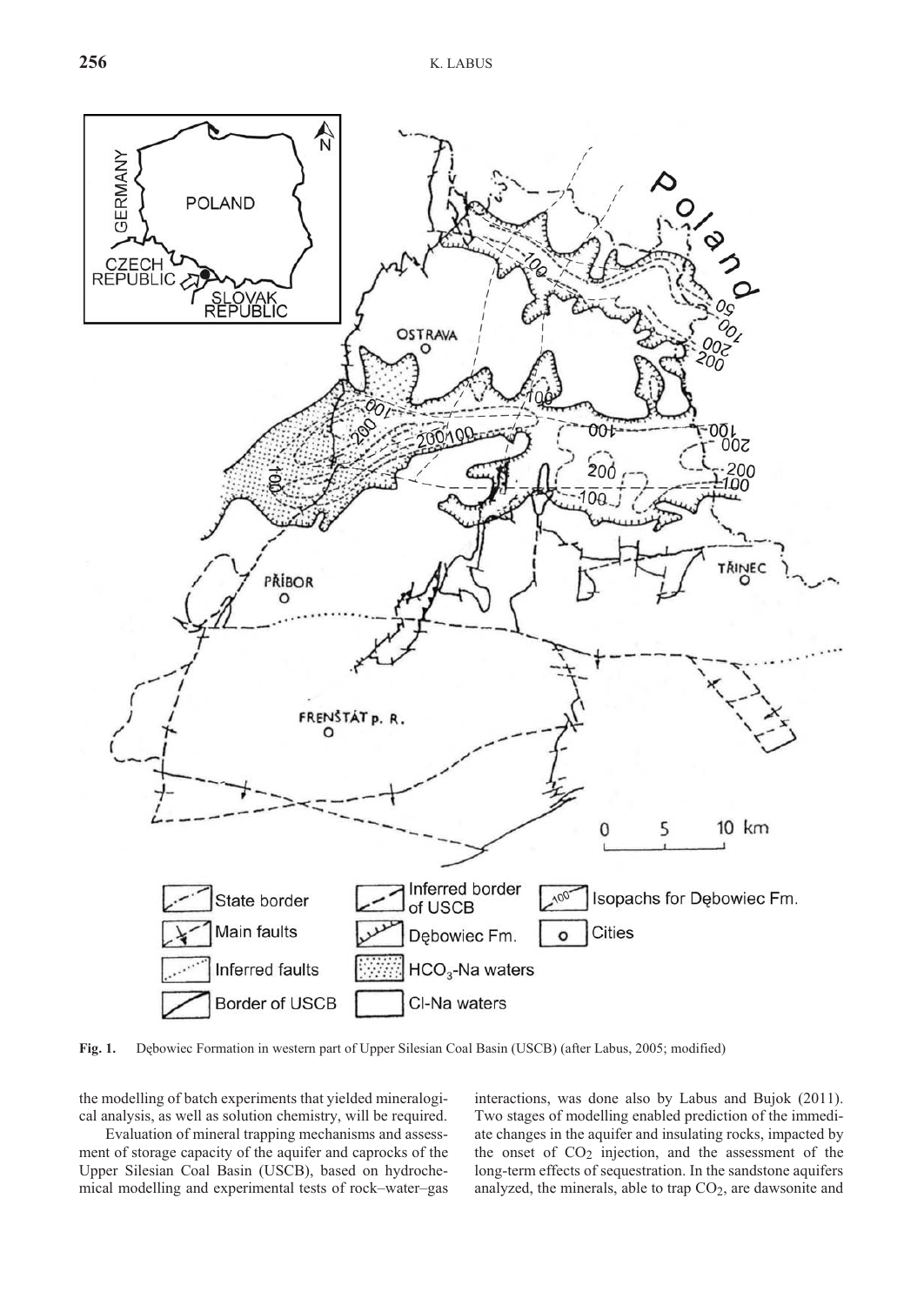**Fig. 1.** Dębowiec Formation in western part of Upper Silesian Coal Basin (USCB) (after Labus, 2005; modified)

the modelling of batch experiments that yielded mineralogical analysis, as well as solution chemistry, will be required.

Evaluation of mineral trapping mechanisms and assessment of storage capacity of the aquifer and caprocks of the Upper Silesian Coal Basin (USCB), based on hydrochemical modelling and experimental tests of rock–water–gas interactions, was done also by Labus and Bujok (2011). Two stages of modelling enabled prediction of the immediate changes in the aquifer and insulating rocks, impacted by the onset of $CO_2$ injection, and the assessment of the long-term effects of sequestration. In the sandstone aquifers analyzed, the minerals, able to trap $CO_2$, are dawsonite and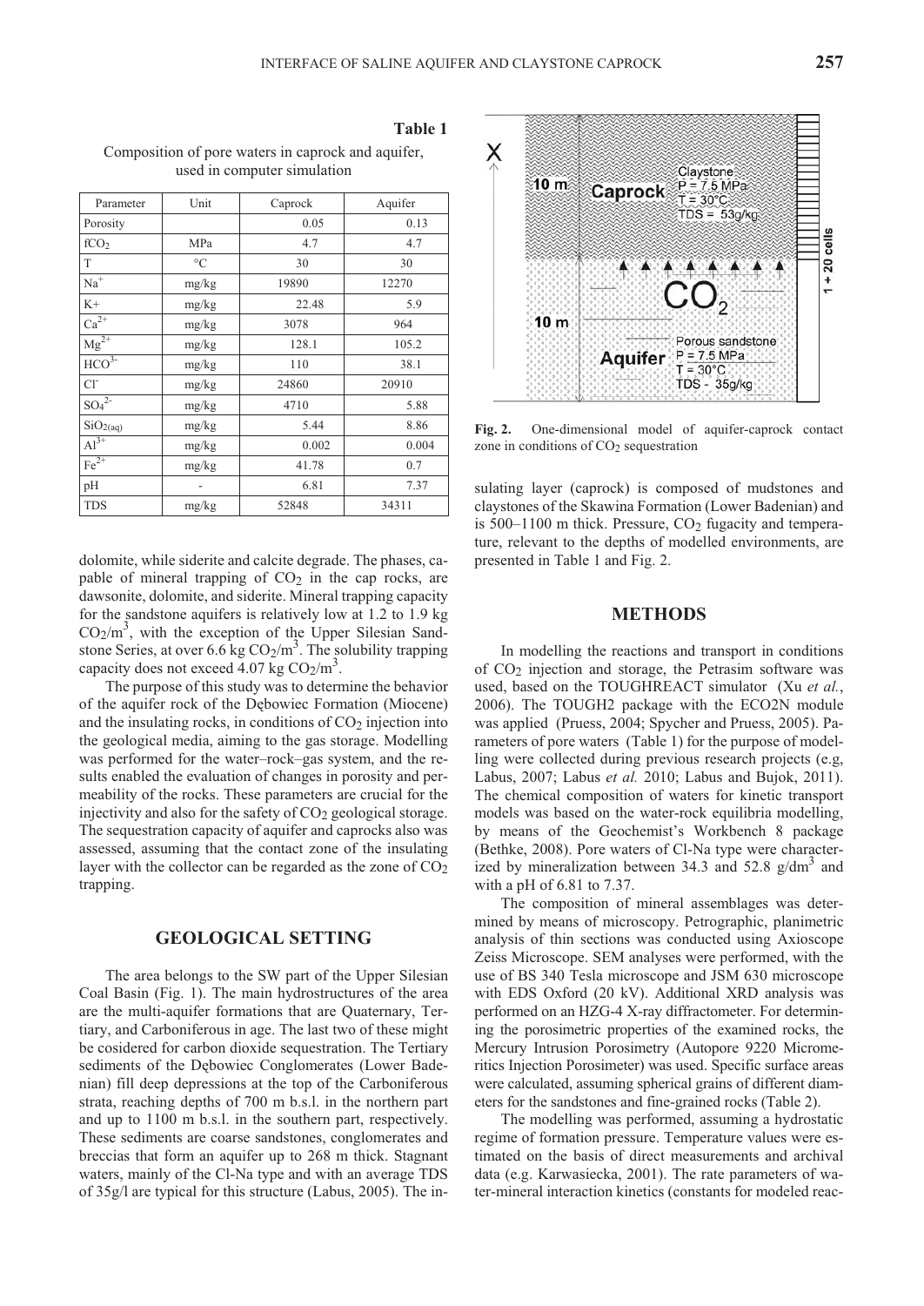**Table 1**

Composition of pore waters in caprock and aquifer, used in computer simulation

| Parameter | Unit | Caprock | Aquifer |
|---|---|---|---|
| Porosity | | 0.05 | 0.13 |
| $fCO_2$ | MPa | 4.7 | 4.7 |
| T | °C | 30 | 30 |
| $Na^+$ | mg/kg | 19890 | 12270 |
| K+ | mg/kg | 22.48 | 5.9 |
| $Ca^{2+}$ | mg/kg | 3078 | 964 |
| $Mg^{2+}$ | mg/kg | 128.1 | 105.2 |
| $HCO^{3-}$ | mg/kg | 110 | 38.1 |
| $Cl^-$ | mg/kg | 24860 | 20910 |
| $SO_4^{2-}$ | mg/kg | 4710 | 5.88 |
| $SiO_{2(aq)}$ | mg/kg | 5.44 | 8.86 |
| $Al^{3+}$ | mg/kg | 0.002 | 0.004 |
| $Fe^{2+}$ | mg/kg | 41.78 | 0.7 |
| pH | - | 6.81 | 7.37 |
| TDS | mg/kg | 52848 | 34311 |

dolomite, while siderite and calcite degrade. The phases, capable of mineral trapping of $CO_2$ in the cap rocks, are dawsonite, dolomite, and siderite. Mineral trapping capacity for the sandstone aquifers is relatively low at 1.2 to 1.9 kg $CO_2/m^3$, with the exception of the Upper Silesian Sandstone Series, at over 6.6 kg $CO_2/m^3$. The solubility trapping capacity does not exceed 4.07 kg $CO_2/m^3$.

The purpose of this study was to determine the behavior of the aquifer rock of the Dębowiec Formation (Miocene) and the insulating rocks, in conditions of $CO_2$ injection into the geological media, aiming to the gas storage. Modelling was performed for the water–rock–gas system, and the results enabled the evaluation of changes in porosity and permeability of the rocks. These parameters are crucial for the injectivity and also for the safety of $CO_2$ geological storage. The sequestration capacity of aquifer and caprocks also was assessed, assuming that the contact zone of the insulating layer with the collector can be regarded as the zone of $CO_2$ trapping.

## GEOLOGICAL SETTING

The area belongs to the SW part of the Upper Silesian Coal Basin (Fig. 1). The main hydrostructures of the area are the multi-aquifer formations that are Quaternary, Tertiary, and Carboniferous in age. The last two of these might be cosidered for carbon dioxide sequestration. The Tertiary sediments of the Dębowiec Conglomerates (Lower Badenian) fill deep depressions at the top of the Carboniferous strata, reaching depths of 700 m b.s.l. in the northern part and up to 1100 m b.s.l. in the southern part, respectively. These sediments are coarse sandstones, conglomerates and breccias that form an aquifer up to 268 m thick. Stagnant waters, mainly of the Cl-Na type and with an average TDS of 35g/l are typical for this structure (Labus, 2005). The insulating layer (caprock) is composed of mudstones and claystones of the Skawina Formation (Lower Badenian) and is 500–1100 m thick. Pressure, $CO_2$ fugacity and temperature, relevant to the depths of modelled environments, are presented in Table 1 and Fig. 2.

**Fig. 2.** One-dimensional model of aquifer-caprock contact zone in conditions of $CO_2$ sequestration

## METHODS

In modelling the reactions and transport in conditions of $CO_2$ injection and storage, the Petrasim software was used, based on the TOUGHREACT simulator (Xu *et al.*, 2006). The TOUGH2 package with the ECO2N module was applied (Pruess, 2004; Spycher and Pruess, 2005). Parameters of pore waters (Table 1) for the purpose of modelling were collected during previous research projects (e.g, Labus, 2007; Labus *et al.* 2010; Labus and Bujok, 2011). The chemical composition of waters for kinetic transport models was based on the water-rock equilibria modelling, by means of the Geochemist's Workbench 8 package (Bethke, 2008). Pore waters of Cl-Na type were characterized by mineralization between 34.3 and 52.8 g/dm$^3$ and with a pH of 6.81 to 7.37.

The composition of mineral assemblages was determined by means of microscopy. Petrographic, planimetric analysis of thin sections was conducted using Axioscope Zeiss Microscope. SEM analyses were performed, with the use of BS 340 Tesla microscope and JSM 630 microscope with EDS Oxford (20 kV). Additional XRD analysis was performed on an HZG-4 X-ray diffractometer. For determining the porosimetric properties of the examined rocks, the Mercury Intrusion Porosimetry (Autopore 9220 Micromeritics Injection Porosimeter) was used. Specific surface areas were calculated, assuming spherical grains of different diameters for the sandstones and fine-grained rocks (Table 2).

The modelling was performed, assuming a hydrostatic regime of formation pressure. Temperature values were estimated on the basis of direct measurements and archival data (e.g. Karwasiecka, 2001). The rate parameters of water-mineral interaction kinetics (constants for modeled reac-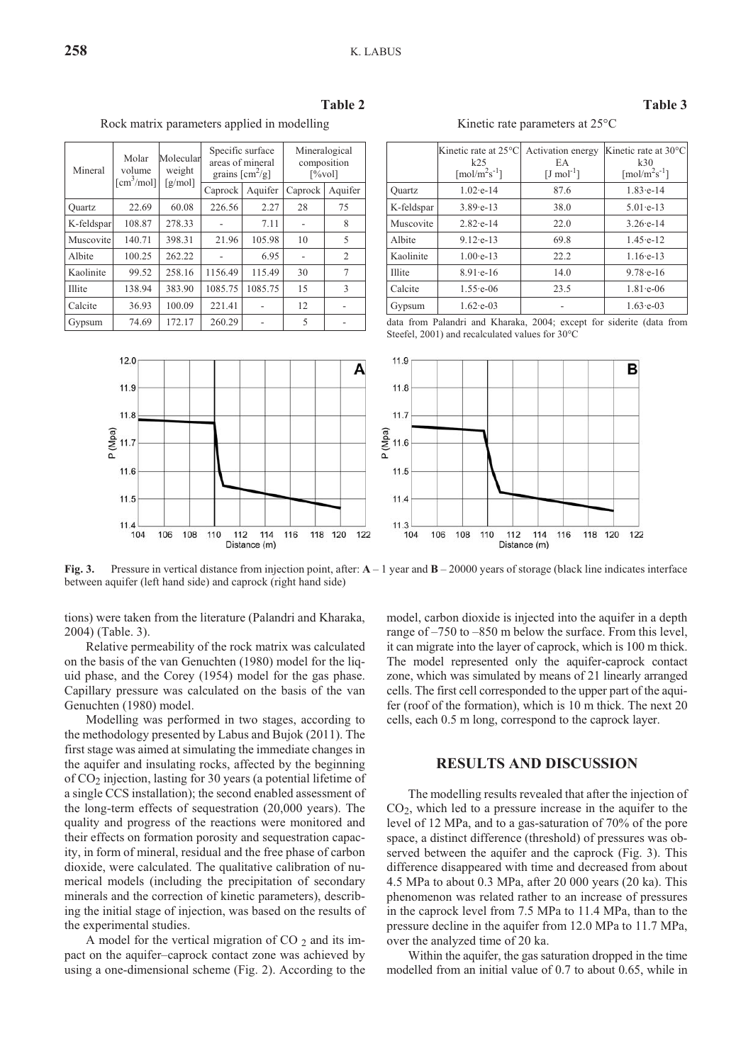**Table 2**

Rock matrix parameters applied in modelling

| Mineral | Molar volume [cm$^3$/mol] | Molecular weight [g/mol] | Specific surface areas of mineral grains [cm$^2$/g] | | Mineralogical composition [%vol] | |
|---|---|---|---|---|---|---|
| | | | Caprock | Aquifer | Caprock | Aquifer |
| Quartz | 22.69 | 60.08 | 226.56 | 2.27 | 28 | 75 |
| K-feldspar | 108.87 | 278.33 | - | 7.11 | - | 8 |
| Muscovite | 140.71 | 398.31 | 21.96 | 105.98 | 10 | 5 |
| Albite | 100.25 | 262.22 | - | 6.95 | - | 2 |
| Kaolinite | 99.52 | 258.16 | 1156.49 | 115.49 | 30 | 7 |
| Illite | 138.94 | 383.90 | 1085.75 | 1085.75 | 15 | 3 |
| Calcite | 36.93 | 100.09 | 221.41 | - | 12 | - |
| Gypsum | 74.69 | 172.17 | 260.29 | - | 5 | - |

**Table 3**

Kinetic rate parameters at 25°C

| | Kinetic rate at 25°C k25 [mol/m$^2$s$^{-1}$] | Activation energy EA [J mol$^{-1}$] | Kinetic rate at 30°C k30 [mol/m$^2$s$^{-1}$] |
|---|---|---|---|
| Quartz | 1.02·e-14 | 87.6 | 1.83·e-14 |
| K-feldspar | 3.89·e-13 | 38.0 | 5.01·e-13 |
| Muscovite | 2.82·e-14 | 22.0 | 3.26·e-14 |
| Albite | 9.12·e-13 | 69.8 | 1.45·e-12 |
| Kaolinite | 1.00·e-13 | 22.2 | 1.16·e-13 |
| Illite | 8.91·e-16 | 14.0 | 9.78·e-16 |
| Calcite | 1.55·e-06 | 23.5 | 1.81·e-06 |
| Gypsum | 1.62·e-03 | - | 1.63·e-03 |

data from Palandri and Kharaka, 2004; except for siderite (data from Steefel, 2001) and recalculated values for 30°C

**Fig. 3.** Pressure in vertical distance from injection point, after: **A** – 1 year and **B** – 20000 years of storage (black line indicates interface between aquifer (left hand side) and caprock (right hand side)

tions) were taken from the literature (Palandri and Kharaka, 2004) (Table. 3).

Relative permeability of the rock matrix was calculated on the basis of the van Genuchten (1980) model for the liquid phase, and the Corey (1954) model for the gas phase. Capillary pressure was calculated on the basis of the van Genuchten (1980) model.

Modelling was performed in two stages, according to the methodology presented by Labus and Bujok (2011). The first stage was aimed at simulating the immediate changes in the aquifer and insulating rocks, affected by the beginning of $CO_2$ injection, lasting for 30 years (a potential lifetime of a single CCS installation); the second enabled assessment of the long-term effects of sequestration (20,000 years). The quality and progress of the reactions were monitored and their effects on formation porosity and sequestration capacity, in form of mineral, residual and the free phase of carbon dioxide, were calculated. The qualitative calibration of numerical models (including the precipitation of secondary minerals and the correction of kinetic parameters), describing the initial stage of injection, was based on the results of the experimental studies.

A model for the vertical migration of $CO_2$ and its impact on the aquifer–caprock contact zone was achieved by using a one-dimensional scheme (Fig. 2). According to the model, carbon dioxide is injected into the aquifer in a depth range of –750 to –850 m below the surface. From this level, it can migrate into the layer of caprock, which is 100 m thick. The model represented only the aquifer-caprock contact zone, which was simulated by means of 21 linearly arranged cells. The first cell corresponded to the upper part of the aquifer (roof of the formation), which is 10 m thick. The next 20 cells, each 0.5 m long, correspond to the caprock layer.

## RESULTS AND DISCUSSION

The modelling results revealed that after the injection of $CO_2$, which led to a pressure increase in the aquifer to the level of 12 MPa, and to a gas-saturation of 70% of the pore space, a distinct difference (threshold) of pressures was observed between the aquifer and the caprock (Fig. 3). This difference disappeared with time and decreased from about 4.5 MPa to about 0.3 MPa, after 20 000 years (20 ka). This phenomenon was related rather to an increase of pressures in the caprock level from 7.5 MPa to 11.4 MPa, than to the pressure decline in the aquifer from 12.0 MPa to 11.7 MPa, over the analyzed time of 20 ka.

Within the aquifer, the gas saturation dropped in the time modelled from an initial value of 0.7 to about 0.65, while in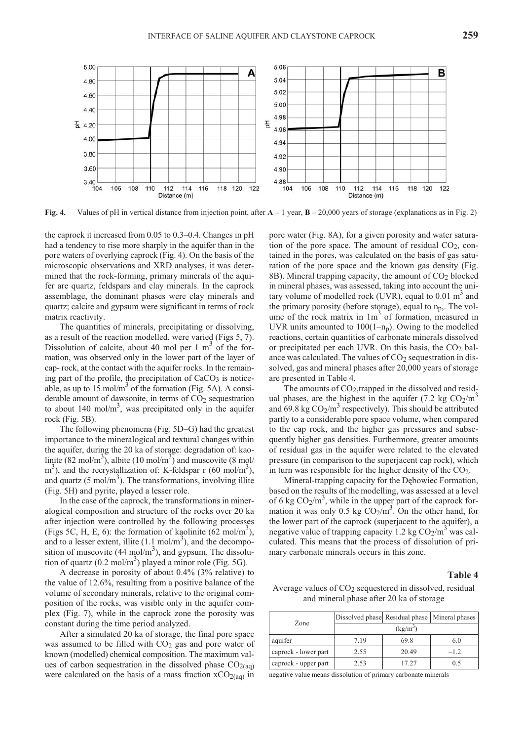Fig. 4. Values of pH in vertical distance from injection point, after **A** – 1 year, **B** – 20,000 years of storage (explanations as in Fig. 2)

the caprock it increased from 0.05 to 0.3–0.4. Changes in pH had a tendency to rise more sharply in the aquifer than in the pore waters of overlying caprock (Fig. 4). On the basis of the microscopic observations and XRD analyses, it was determined that the rock-forming, primary minerals of the aquifer are quartz, feldspars and clay minerals. In the caprock assemblage, the dominant phases were clay minerals and quartz; calcite and gypsum were significant in terms of rock matrix reactivity.

The quantities of minerals, precipitating or dissolving, as a result of the reaction modelled, were varied (Figs 5, 7). Dissolution of calcite, about 40 mol per 1 $m^3$ of the formation, was observed only in the lower part of the layer of cap- rock, at the contact with the aquifer rocks. In the remaining part of the profile, the precipitation of $CaCO_3$ is noticeable, as up to 15 mol/$m^3$ of the formation (Fig. 5A). A considerable amount of dawsonite, in terms of $CO_2$ sequestration to about 140 mol/$m^3$, was precipitated only in the aquifer rock (Fig. 5B).

The following phenomena (Fig. 5D–G) had the greatest importance to the mineralogical and textural changes within the aquifer, during the 20 ka of storage: degradation of: kaolinite (82 mol/$m^3$), albite (10 mol/$m^3$) and muscovite (8 mol/$m^3$), and the recrystallization of: K-feldspar r (60 mol/$m^3$), and quartz (5 mol/$m^3$). The transformations, involving illite (Fig. 5H) and pyrite, played a lesser role.

In the case of the caprock, the transformations in mineralogical composition and structure of the rocks over 20 ka after injection were controlled by the following processes (Figs 5C, H, E, 6): the formation of kaolinite (62 mol/$m^3$), and to a lesser extent, illite (1.1 mol/$m^3$), and the decomposition of muscovite (44 mol/$m^3$), and gypsum. The dissolution of quartz (0.2 mol/$m^3$) played a minor role (Fig. 5G).

A decrease in porosity of about 0.4% (3% relative) to the value of 12.6%, resulting from a positive balance of the volume of secondary minerals, relative to the original composition of the rocks, was visible only in the aquifer complex (Fig. 7), while in the caprock zone the porosity was constant during the time period analyzed.

After a simulated 20 ka of storage, the final pore space was assumed to be filled with $CO_2$ gas and pore water of known (modelled) chemical composition. The maximum values of carbon sequestration in the dissolved phase $CO_{2(aq)}$ were calculated on the basis of a mass fraction $xCO_{2(aq)}$ in pore water (Fig. 8A), for a given porosity and water saturation of the pore space. The amount of residual $CO_2$, contained in the pores, was calculated on the basis of gas saturation of the pore space and the known gas density (Fig. 8B). Mineral trapping capacity, the amount of $CO_2$ blocked in mineral phases, was assessed, taking into account the unitary volume of modelled rock (UVR), equal to 0.01 $m^3$ and the primary porosity (before storage), equal to $n_p$,. The volume of the rock matrix in 1$m^3$ of formation, measured in UVR units amounted to $100(1–n_p)$. Owing to the modelled reactions, certain quantities of carbonate minerals dissolved or precipitated per each UVR. On this basis, the $CO_2$ balance was calculated. The values of $CO_2$ sequestration in dissolved, gas and mineral phases after 20,000 years of storage are presented in Table 4.

The amounts of $CO_2$,trapped in the dissolved and residual phases, are the highest in the aquifer (7.2 kg $CO_2$/$m^3$ and 69.8 kg $CO_2$/$m^3$ respectively). This should be attributed partly to a considerable pore space volume, when compared to the cap rock, and the higher gas pressures and subsequently higher gas densities. Furthermore, greater amounts of residual gas in the aquifer were related to the elevated pressure (in comparison to the superjacent cap rock), which in turn was responsible for the higher density of the $CO_2$.

Mineral-trapping capacity for the Dębowiec Formation, based on the results of the modelling, was assessed at a level of 6 kg $CO_2$/$m^3$, while in the upper part of the caprock formation it was only 0.5 kg $CO_2$/$m^3$. On the other hand, for the lower part of the caprock (superjacent to the aquifer), a negative value of trapping capacity 1.2 kg $CO_2$/$m^3$ was calculated. This means that the process of dissolution of primary carbonate minerals occurs in this zone.

**Table 4**

Average values of $CO_2$ sequestered in dissolved, residual and mineral phase after 20 ka of storage

| Zone | Dissolved phase | Residual phase | Mineral phases |
|---|---|---|---|
| | (kg/$m^3$) | | |
| aquifer | 7.19 | 69.8 | 6.0 |
| caprock - lower part | 2.55 | 20.49 | –1.2 |
| caprock - upper part | 2.53 | 17.27 | 0.5 |

negative value means dissolution of primary carbonate minerals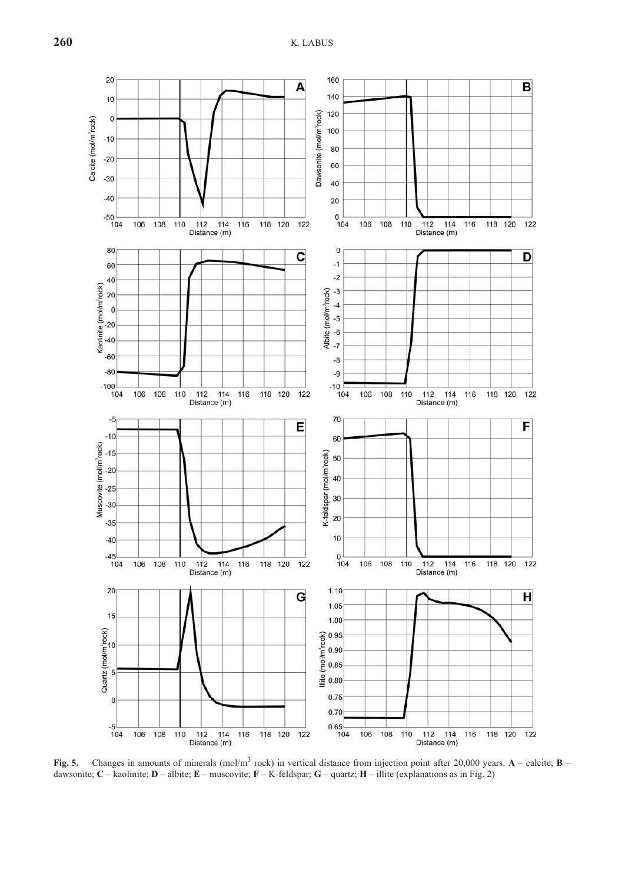**Fig. 5.** Changes in amounts of minerals (mol/m$^3$ rock) in vertical distance from injection point after 20,000 years. **A** – calcite; **B** – dawsonite; **C** – kaolinite; **D** – albite; **E** – muscovite; **F** – K-feldspar; **G** – quartz; **H** – illite (explanations as in Fig. 2)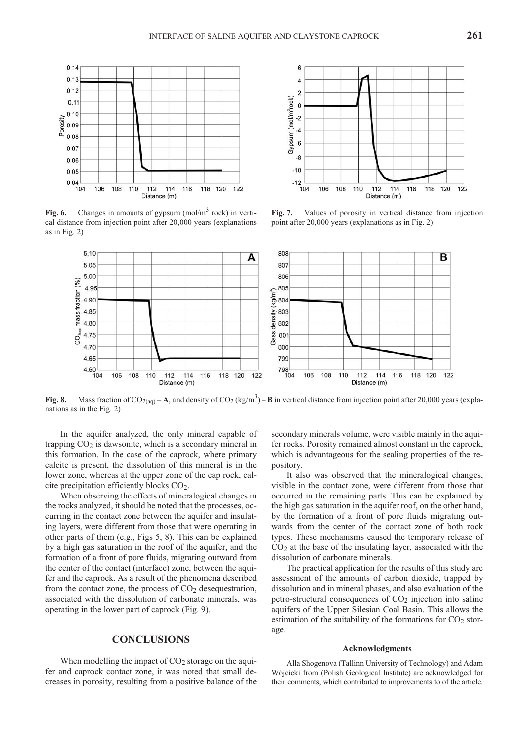**Fig. 6.** Changes in amounts of gypsum ($mol/m^3$ rock) in vertical distance from injection point after 20,000 years (explanations as in Fig. 2)

**Fig. 7.** Values of porosity in vertical distance from injection point after 20,000 years (explanations as in Fig. 2)

**Fig. 8.** Mass fraction of $CO_{2(aq)}$ – **A**, and density of $CO_2$ ($kg/m^3$) – **B** in vertical distance from injection point after 20,000 years (explanations as in the Fig. 2)

In the aquifer analyzed, the only mineral capable of trapping $CO_2$ is dawsonite, which is a secondary mineral in this formation. In the case of the caprock, where primary calcite is present, the dissolution of this mineral is in the lower zone, whereas at the upper zone of the cap rock, calcite precipitation efficiently blocks $CO_2$.

When observing the effects of mineralogical changes in the rocks analyzed, it should be noted that the processes, occurring in the contact zone between the aquifer and insulating layers, were different from those that were operating in other parts of them (e.g., Figs 5, 8). This can be explained by a high gas saturation in the roof of the aquifer, and the formation of a front of pore fluids, migrating outward from the center of the contact (interface) zone, between the aquifer and the caprock. As a result of the phenomena described from the contact zone, the process of $CO_2$ desequestration, associated with the dissolution of carbonate minerals, was operating in the lower part of caprock (Fig. 9).

## CONCLUSIONS

When modelling the impact of $CO_2$ storage on the aquifer and caprock contact zone, it was noted that small decreases in porosity, resulting from a positive balance of the secondary minerals volume, were visible mainly in the aquifer rocks. Porosity remained almost constant in the caprock, which is advantageous for the sealing properties of the repository.

It also was observed that the mineralogical changes, visible in the contact zone, were different from those that occurred in the remaining parts. This can be explained by the high gas saturation in the aquifer roof, on the other hand, by the formation of a front of pore fluids migrating outwards from the center of the contact zone of both rock types. These mechanisms caused the temporary release of $CO_2$ at the base of the insulating layer, associated with the dissolution of carbonate minerals.

The practical application for the results of this study are assessment of the amounts of carbon dioxide, trapped by dissolution and in mineral phases, and also evaluation of the petro-structural consequences of $CO_2$ injection into saline aquifers of the Upper Silesian Coal Basin. This allows the estimation of the suitability of the formations for $CO_2$ storage.

### Acknowledgments

Alla Shogenova (Tallinn University of Technology) and Adam Wójcicki from (Polish Geological Institute) are acknowledged for their comments, which contributed to improvements to of the article.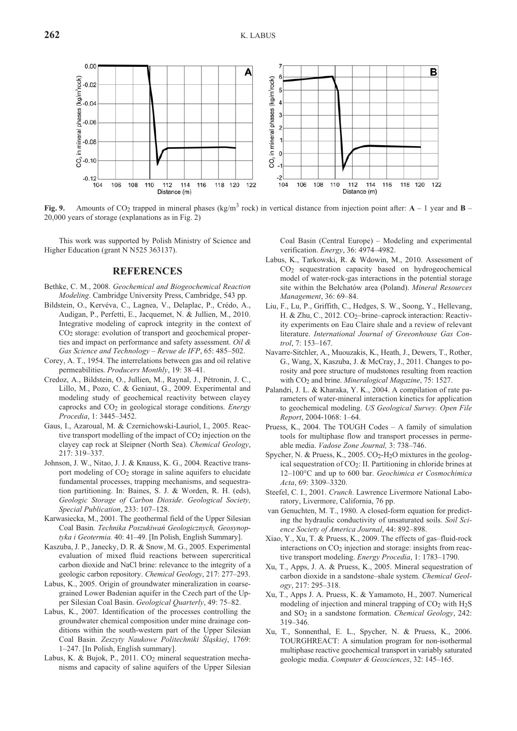A

0.00
-0.02
-0.04
-0.06
-0.08
-0.10
-0.12

104 106 108 110 112 114 116 118 120 122

Distance (m)

$CO_2$ in mineral phases (kg/m$^3$rock)

B

7
6
5
4
3
2
1
0
-1
-2

104 106 108 110 112 114 116 118 120 122

Distance (m)

$CO_2$ in mineral phases (kg/m$^3$rock)

**Fig. 9.** Amounts of $CO_2$ trapped in mineral phases (kg/m$^3$ rock) in vertical distance from injection point after: **A** – 1 year and **B** – 20,000 years of storage (explanations as in Fig. 2)

This work was supported by Polish Ministry of Science and Higher Education (grant N N525 363137).

## REFERENCES

Bethke, C. M., 2008. *Geochemical and Biogeochemical Reaction Modeling*. Cambridge University Press, Cambridge, 543 pp.

Bildstein, O., Kervéva, C., Lagnea, V., Delaplac, P., Crédo, A., Audigan, P., Perfetti, E., Jacquemet, N. & Jullien, M., 2010. Integrative modeling of caprock integrity in the context of $CO_2$ storage: evolution of transport and geochemical properties and impact on performance and safety assessment. *Oil & Gas Science and Technology – Revue de IFP*, 65: 485–502.

Corey, A. T., 1954. The interrelations between gas and oil relative permeabilities. *Producers Monthly*, 19: 38–41.

Credoz, A., Bildstein, O., Jullien, M., Raynal, J., Pétronin, J. C., Lillo, M., Pozo, C. & Geniaut, G., 2009. Experimental and modeling study of geochemical reactivity between clayey caprocks and $CO_2$ in geological storage conditions. *Energy Procedia*, 1: 3445–3452.

Gaus, I., Azaroual, M. & Czernichowski-Lauriol, I., 2005. Reactive transport modelling of the impact of $CO_2$ injection on the clayey cap rock at Sleipner (North Sea). *Chemical Geology*, 217: 319–337.

Johnson, J. W., Nitao, J. J. & Knauss, K. G., 2004. Reactive transport modeling of $CO_2$ storage in saline aquifers to elucidate fundamental processes, trapping mechanisms, and sequestration partitioning. In: Baines, S. J. & Worden, R. H. (eds), *Geologic Storage of Carbon Dioxide*. *Geological Society, Special Publication*, 233: 107–128.

Karwasiecka, M., 2001. The geothermal field of the Upper Silesian Coal Basin*. Technika Poszukiwań Geologicznych, Geosynoptyka i Geotermia.* 40: 41–49. [In Polish, English Summary].

Kaszuba, J. P., Janecky, D. R. & Snow, M. G., 2005. Experimental evaluation of mixed fluid reactions between supercritical carbon dioxide and NaCl brine: relevance to the integrity of a geologic carbon repository. *Chemical Geology*, 217: 277–293.

Labus, K., 2005. Origin of groundwater mineralization in coarse-grained Lower Badenian aquifer in the Czech part of the Upper Silesian Coal Basin. *Geological Quarterly*, 49: 75–82.

Labus, K., 2007. Identification of the processes controlling the groundwater chemical composition under mine drainage conditions within the south-western part of the Upper Silesian Coal Basin. *Zeszyty Naukowe Politechniki Śląskiej*, 1769: 1–247. [In Polish, English summary].

Labus, K. & Bujok, P., 2011. $CO_2$ mineral sequestration mechanisms and capacity of saline aquifers of the Upper Silesian Coal Basin (Central Europe) – Modeling and experimental verification. *Energy*, 36: 4974–4982.

Labus, K., Tarkowski, R. & Wdowin, M., 2010. Assessment of $CO_2$ sequestration capacity based on hydrogeochemical model of water-rock-gas interactions in the potential storage site within the Bełchatów area (Poland). *Mineral Resources Management*, 36: 69–84.

Liu, F., Lu, P., Griffith, C., Hedges, S. W., Soong, Y., Hellevang, H. & Zhu, C., 2012. $CO_2$–brine–caprock interaction: Reactivity experiments on Eau Claire shale and a review of relevant literature. *International Journal of Greeonhouse Gas Control*, 7: 153–167.

Navarre-Sitchler, A., Muouzakis, K., Heath, J., Dewers, T., Rother, G., Wang, X, Kaszuba, J. & McCray, J., 2011. Changes to porosity and pore structure of mudstones resulting from reaction with $CO_2$ and brine. *Mineralogical Magazine*, 75: 1527.

Palandri, J. L. & Kharaka, Y. K., 2004. A compilation of rate parameters of water-mineral interaction kinetics for application to geochemical modeling. *US Geological Survey. Open File Report*, 2004-1068: 1–64.

Pruess, K., 2004. The TOUGH Codes – A family of simulation tools for multiphase flow and transport processes in permeable media. *Vadose Zone Journal,* 3: 738–746.

Spycher, N. & Pruess, K., 2005. $CO_2$-$H_2O$ mixtures in the geological sequestration of $CO_2$: II. Partitioning in chloride brines at 12–100°C and up to 600 bar. *Geochimica et Cosmochimica Acta*, 69: 3309–3320.

Steefel, C. I., 2001. *Crunch*. Lawrence Livermore National Laboratory, Livermore, California, 76 pp.

van Genuchten, M. T., 1980. A closed-form equation for predicting the hydraulic conductivity of unsaturated soils. *Soil Science Society of America Journal*, 44: 892–898.

Xiao, Y., Xu, T. & Pruess, K., 2009. The effects of gas–fluid-rock interactions on $CO_2$ injection and storage: insights from reactive transport modeling. *Energy Procedia*, 1: 1783–1790.

Xu, T., Apps, J. A. & Pruess, K., 2005. Mineral sequestration of carbon dioxide in a sandstone–shale system. *Chemical Geology*, 217: 295–318.

Xu, T., Apps J. A. Pruess, K. & Yamamoto, H., 2007. Numerical modeling of injection and mineral trapping of $CO_2$ with $H_2S$ and $SO_2$ in a sandstone formation. *Chemical Geology*, 242: 319–346.

Xu, T., Sonnenthal, E. L., Spycher, N. & Pruess, K., 2006. TOURGHREACT: A simulation program for non-isothermal multiphase reactive geochemical transport in variably saturated geologic media. *Computer & Geosciences*, 32: 145–165.